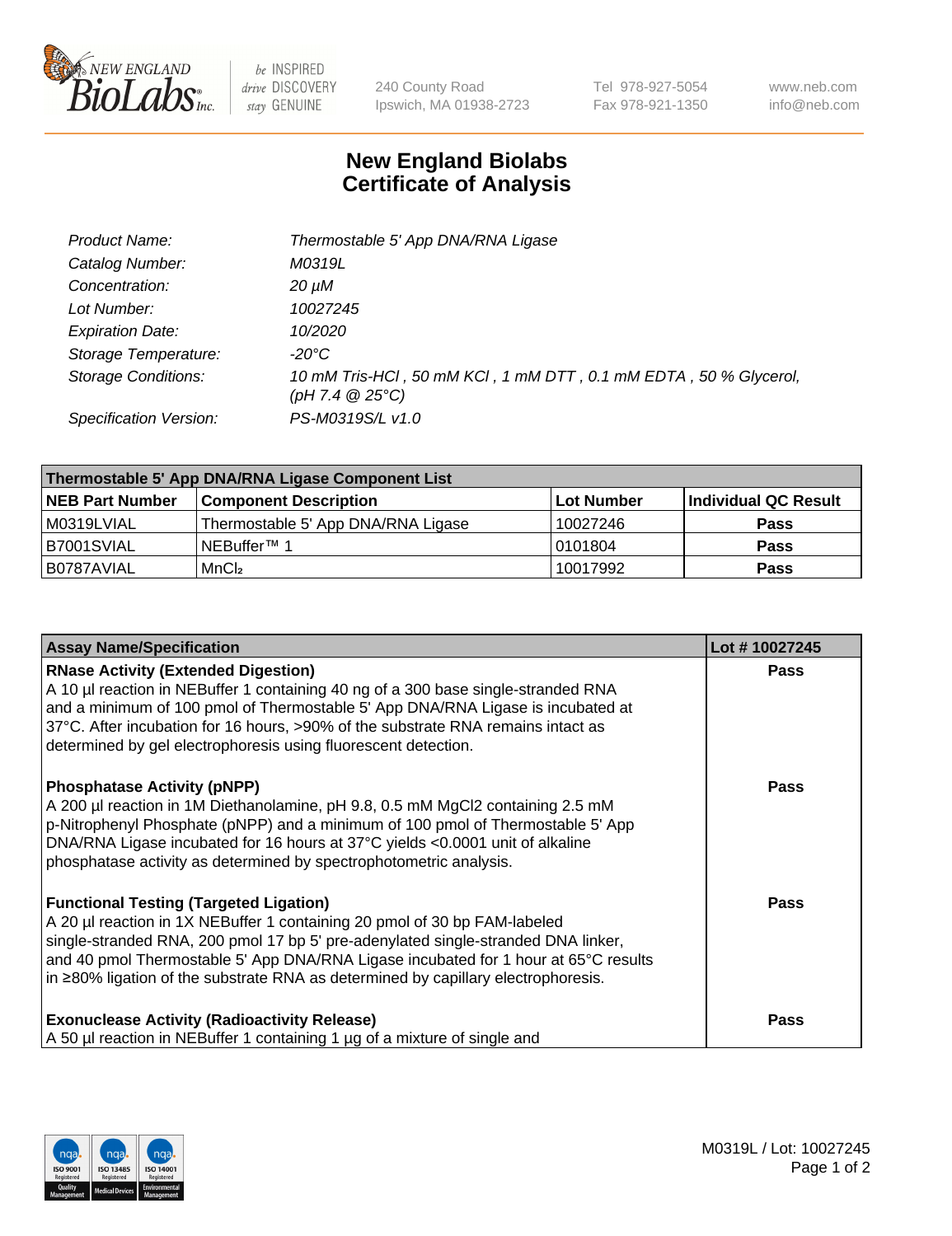# New England Biolabs Certificate of Analysis

| | |
|---|---|
| *Product Name:* | *Thermostable 5' App DNA/RNA Ligase* |
| *Catalog Number:* | *M0319L* |
| *Concentration:* | *20 µM* |
| *Lot Number:* | *10027245* |
| *Expiration Date:* | *10/2020* |
| *Storage Temperature:* | *-20°C* |
| *Storage Conditions:* | *10 mM Tris-HCl , 50 mM KCl , 1 mM DTT , 0.1 mM EDTA , 50 % Glycerol, (pH 7.4 @ 25°C)* |
| *Specification Version:* | *PS-M0319S/L v1.0* |

| Thermostable 5' App DNA/RNA Ligase Component List | | | |
|---|---|---|---|
| **NEB Part Number** | **Component Description** | **Lot Number** | **Individual QC Result** |
| M0319LVIAL | Thermostable 5' App DNA/RNA Ligase | 10027246 | **Pass** |
| B7001SVIAL | NEBuffer™ 1 | 0101804 | **Pass** |
| B0787AVIAL | $MnCl_2$ | 10017992 | **Pass** |

| Assay Name/Specification | Lot # 10027245 |
|---|---|
| **RNase Activity (Extended Digestion)** A 10 µl reaction in NEBuffer 1 containing 40 ng of a 300 base single-stranded RNA and a minimum of 100 pmol of Thermostable 5' App DNA/RNA Ligase is incubated at 37°C. After incubation for 16 hours, >90% of the substrate RNA remains intact as determined by gel electrophoresis using fluorescent detection. | **Pass** |
| **Phosphatase Activity (pNPP)** A 200 µl reaction in 1M Diethanolamine, pH 9.8, 0.5 mM MgCl2 containing 2.5 mM p-Nitrophenyl Phosphate (pNPP) and a minimum of 100 pmol of Thermostable 5' App DNA/RNA Ligase incubated for 16 hours at 37°C yields <0.0001 unit of alkaline phosphatase activity as determined by spectrophotometric analysis. | **Pass** |
| **Functional Testing (Targeted Ligation)** A 20 µl reaction in 1X NEBuffer 1 containing 20 pmol of 30 bp FAM-labeled single-stranded RNA, 200 pmol 17 bp 5' pre-adenylated single-stranded DNA linker, and 40 pmol Thermostable 5' App DNA/RNA Ligase incubated for 1 hour at 65°C results in ≥80% ligation of the substrate RNA as determined by capillary electrophoresis. | **Pass** |
| **Exonuclease Activity (Radioactivity Release)** A 50 µl reaction in NEBuffer 1 containing 1 µg of a mixture of single and | **Pass** |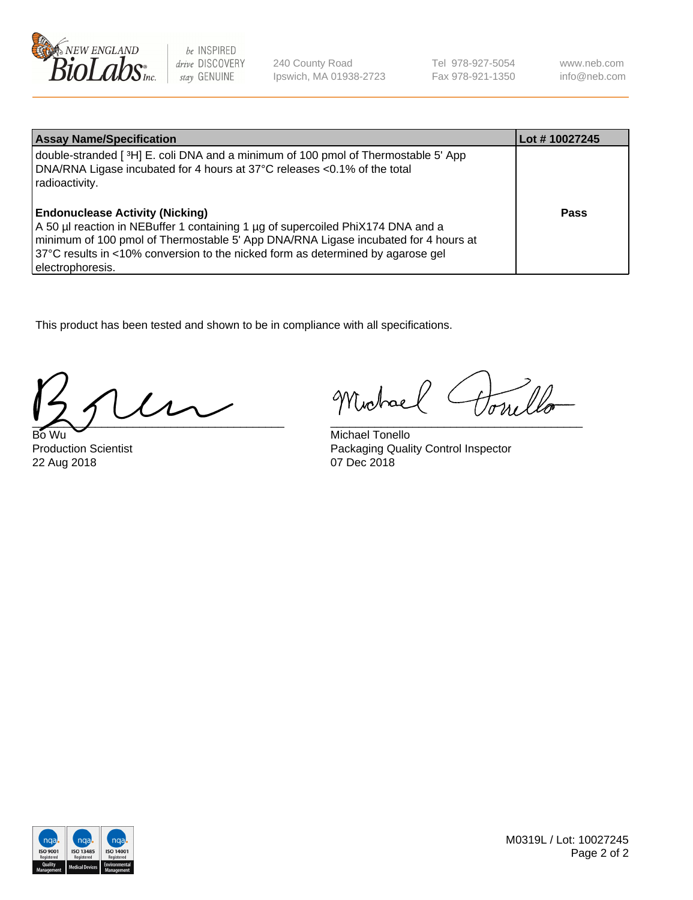| Assay Name/Specification | Lot # 10027245 |
|---|---|
| double-stranded [ $^3$H] E. coli DNA and a minimum of 100 pmol of Thermostable 5' App DNA/RNA Ligase incubated for 4 hours at 37°C releases <0.1% of the total radioactivity. | |
| **Endonuclease Activity (Nicking)**<br>A 50 µl reaction in NEBuffer 1 containing 1 µg of supercoiled PhiX174 DNA and a minimum of 100 pmol of Thermostable 5' App DNA/RNA Ligase incubated for 4 hours at 37°C results in <10% conversion to the nicked form as determined by agarose gel electrophoresis. | **Pass** |

This product has been tested and shown to be in compliance with all specifications.

Bo Wu
Production Scientist
22 Aug 2018

Michael Tonello
Packaging Quality Control Inspector
07 Dec 2018

M0319L / Lot: 10027245